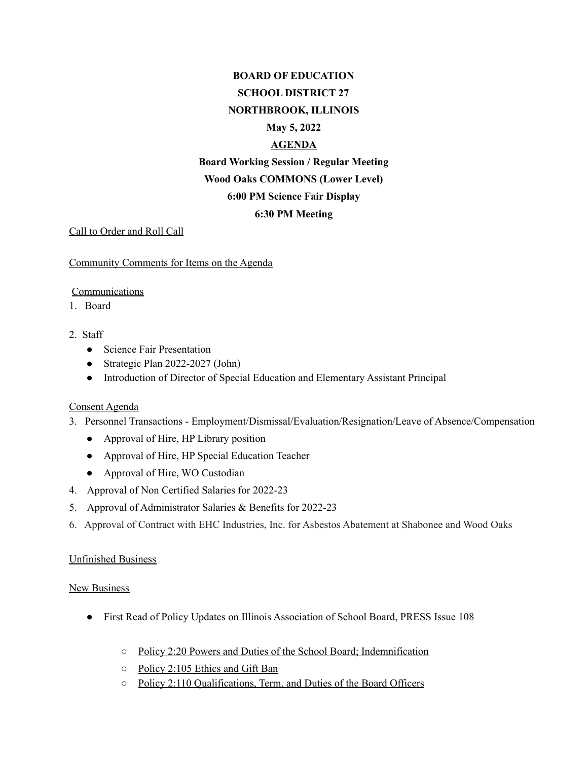**BOARD OF EDUCATION**

**SCHOOL DISTRICT 27**

**NORTHBROOK, ILLINOIS**

**May 5, 2022**

**AGENDA**

**Board Working Session / Regular Meeting**

**Wood Oaks COMMONS (Lower Level)**

**6:00 PM Science Fair Display**

**6:30 PM Meeting**

Call to Order and Roll Call

Community Comments for Items on the Agenda

Communications

1. Board

2. Staff
   - Science Fair Presentation
   - Strategic Plan 2022-2027 (John)
   - Introduction of Director of Special Education and Elementary Assistant Principal

Consent Agenda

3. Personnel Transactions - Employment/Dismissal/Evaluation/Resignation/Leave of Absence/Compensation
   - Approval of Hire, HP Library position
   - Approval of Hire, HP Special Education Teacher
   - Approval of Hire, WO Custodian
4. Approval of Non Certified Salaries for 2022-23
5. Approval of Administrator Salaries & Benefits for 2022-23
6. Approval of Contract with EHC Industries, Inc. for Asbestos Abatement at Shabonee and Wood Oaks

Unfinished Business

New Business

- First Read of Policy Updates on Illinois Association of School Board, PRESS Issue 108
  - Policy 2:20 Powers and Duties of the School Board; Indemnification
  - Policy 2:105 Ethics and Gift Ban
  - Policy 2:110 Qualifications, Term, and Duties of the Board Officers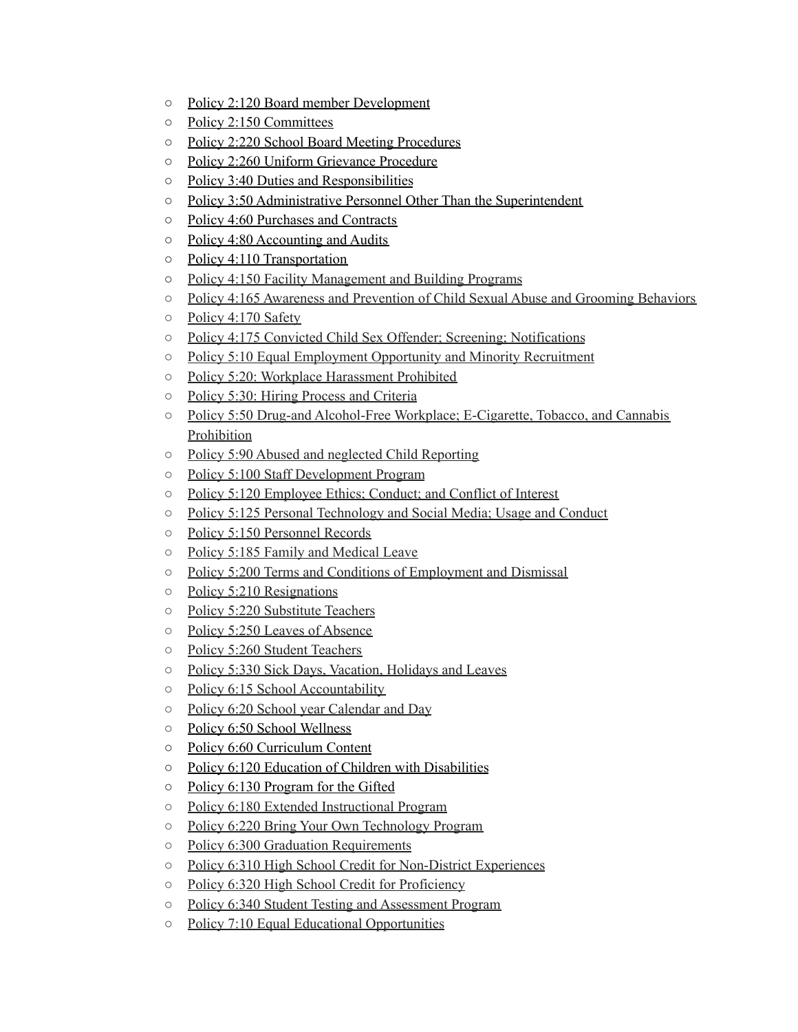- Policy 2:120 Board member Development
- Policy 2:150 Committees
- Policy 2:220 School Board Meeting Procedures
- Policy 2:260 Uniform Grievance Procedure
- Policy 3:40 Duties and Responsibilities
- Policy 3:50 Administrative Personnel Other Than the Superintendent
- Policy 4:60 Purchases and Contracts
- Policy 4:80 Accounting and Audits
- Policy 4:110 Transportation
- Policy 4:150 Facility Management and Building Programs
- Policy 4:165 Awareness and Prevention of Child Sexual Abuse and Grooming Behaviors
- Policy 4:170 Safety
- Policy 4:175 Convicted Child Sex Offender; Screening; Notifications
- Policy 5:10 Equal Employment Opportunity and Minority Recruitment
- Policy 5:20: Workplace Harassment Prohibited
- Policy 5:30: Hiring Process and Criteria
- Policy 5:50 Drug-and Alcohol-Free Workplace; E-Cigarette, Tobacco, and Cannabis Prohibition
- Policy 5:90 Abused and neglected Child Reporting
- Policy 5:100 Staff Development Program
- Policy 5:120 Employee Ethics; Conduct; and Conflict of Interest
- Policy 5:125 Personal Technology and Social Media; Usage and Conduct
- Policy 5:150 Personnel Records
- Policy 5:185 Family and Medical Leave
- Policy 5:200 Terms and Conditions of Employment and Dismissal
- Policy 5:210 Resignations
- Policy 5:220 Substitute Teachers
- Policy 5:250 Leaves of Absence
- Policy 5:260 Student Teachers
- Policy 5:330 Sick Days, Vacation, Holidays and Leaves
- Policy 6:15 School Accountability
- Policy 6:20 School year Calendar and Day
- Policy 6:50 School Wellness
- Policy 6:60 Curriculum Content
- Policy 6:120 Education of Children with Disabilities
- Policy 6:130 Program for the Gifted
- Policy 6:180 Extended Instructional Program
- Policy 6:220 Bring Your Own Technology Program
- Policy 6:300 Graduation Requirements
- Policy 6:310 High School Credit for Non-District Experiences
- Policy 6:320 High School Credit for Proficiency
- Policy 6:340 Student Testing and Assessment Program
- Policy 7:10 Equal Educational Opportunities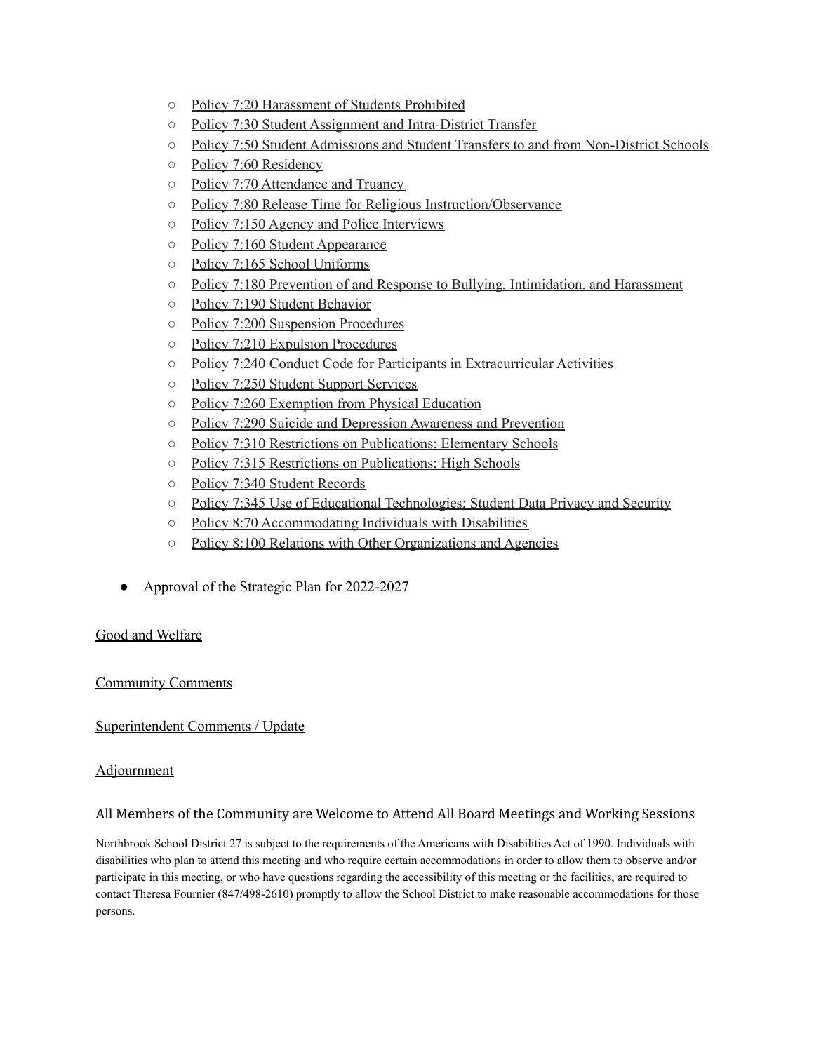- Policy 7:20 Harassment of Students Prohibited
    - Policy 7:30 Student Assignment and Intra-District Transfer
    - Policy 7:50 Student Admissions and Student Transfers to and from Non-District Schools
    - Policy 7:60 Residency
    - Policy 7:70 Attendance and Truancy
    - Policy 7:80 Release Time for Religious Instruction/Observance
    - Policy 7:150 Agency and Police Interviews
    - Policy 7:160 Student Appearance
    - Policy 7:165 School Uniforms
    - Policy 7:180 Prevention of and Response to Bullying, Intimidation, and Harassment
    - Policy 7:190 Student Behavior
    - Policy 7:200 Suspension Procedures
    - Policy 7:210 Expulsion Procedures
    - Policy 7:240 Conduct Code for Participants in Extracurricular Activities
    - Policy 7:250 Student Support Services
    - Policy 7:260 Exemption from Physical Education
    - Policy 7:290 Suicide and Depression Awareness and Prevention
    - Policy 7:310 Restrictions on Publications; Elementary Schools
    - Policy 7:315 Restrictions on Publications; High Schools
    - Policy 7:340 Student Records
    - Policy 7:345 Use of Educational Technologies; Student Data Privacy and Security
    - Policy 8:70 Accommodating Individuals with Disabilities
    - Policy 8:100 Relations with Other Organizations and Agencies

- Approval of the Strategic Plan for 2022-2027

Good and Welfare

Community Comments

Superintendent Comments / Update

Adjournment

### All Members of the Community are Welcome to Attend All Board Meetings and Working Sessions

Northbrook School District 27 is subject to the requirements of the Americans with Disabilities Act of 1990. Individuals with disabilities who plan to attend this meeting and who require certain accommodations in order to allow them to observe and/or participate in this meeting, or who have questions regarding the accessibility of this meeting or the facilities, are required to contact Theresa Fournier (847/498-2610) promptly to allow the School District to make reasonable accommodations for those persons.